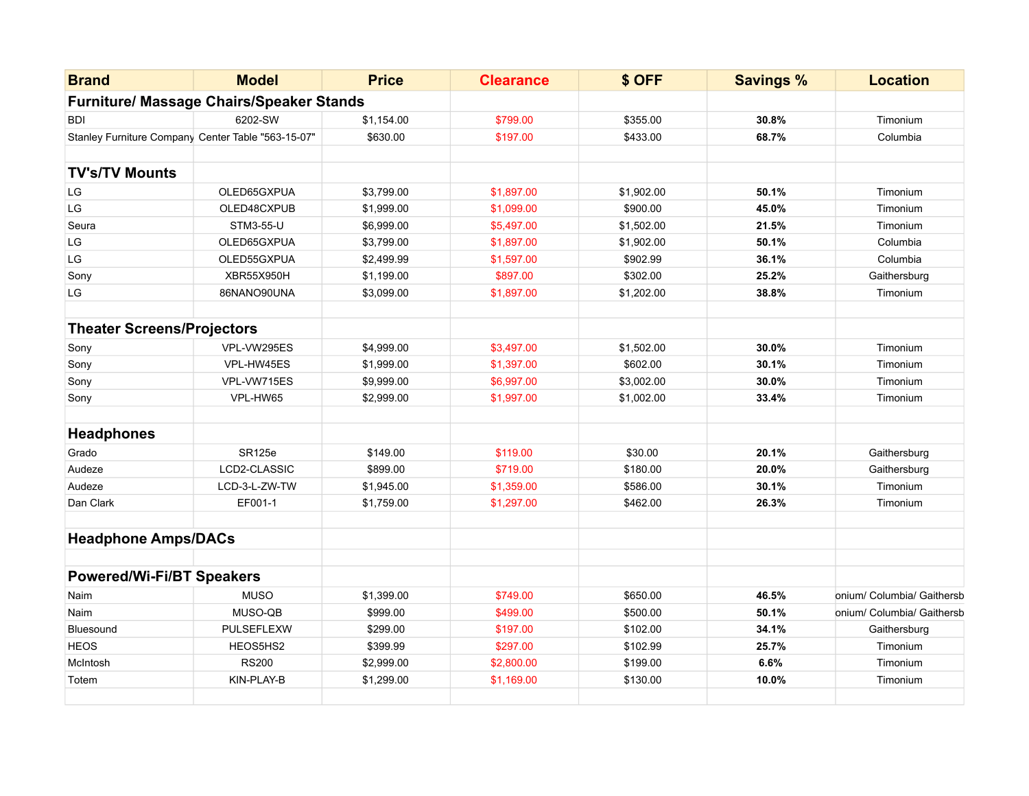| Brand | Model | Price | Clearance | $ OFF | Savings % | Location |
|---|---|---|---|---|---|---|
| **Furniture/ Massage Chairs/Speaker Stands** | | | | | | |
| BDI | 6202-SW | $1,154.00 | $799.00 | $355.00 | **30.8%** | Timonium |
| Stanley Furniture Company | Center Table "563-15-07" | $630.00 | $197.00 | $433.00 | **68.7%** | Columbia |
| | | | | | | |
| **TV's/TV Mounts** | | | | | | |
| LG | OLED65GXPUA | $3,799.00 | $1,897.00 | $1,902.00 | **50.1%** | Timonium |
| LG | OLED48CXPUB | $1,999.00 | $1,099.00 | $900.00 | **45.0%** | Timonium |
| Seura | STM3-55-U | $6,999.00 | $5,497.00 | $1,502.00 | **21.5%** | Timonium |
| LG | OLED65GXPUA | $3,799.00 | $1,897.00 | $1,902.00 | **50.1%** | Columbia |
| LG | OLED55GXPUA | $2,499.99 | $1,597.00 | $902.99 | **36.1%** | Columbia |
| Sony | XBR55X950H | $1,199.00 | $897.00 | $302.00 | **25.2%** | Gaithersburg |
| LG | 86NANO90UNA | $3,099.00 | $1,897.00 | $1,202.00 | **38.8%** | Timonium |
| | | | | | | |
| **Theater Screens/Projectors** | | | | | | |
| Sony | VPL-VW295ES | $4,999.00 | $3,497.00 | $1,502.00 | **30.0%** | Timonium |
| Sony | VPL-HW45ES | $1,999.00 | $1,397.00 | $602.00 | **30.1%** | Timonium |
| Sony | VPL-VW715ES | $9,999.00 | $6,997.00 | $3,002.00 | **30.0%** | Timonium |
| Sony | VPL-HW65 | $2,999.00 | $1,997.00 | $1,002.00 | **33.4%** | Timonium |
| | | | | | | |
| **Headphones** | | | | | | |
| Grado | SR125e | $149.00 | $119.00 | $30.00 | **20.1%** | Gaithersburg |
| Audeze | LCD2-CLASSIC | $899.00 | $719.00 | $180.00 | **20.0%** | Gaithersburg |
| Audeze | LCD-3-L-ZW-TW | $1,945.00 | $1,359.00 | $586.00 | **30.1%** | Timonium |
| Dan Clark | EF001-1 | $1,759.00 | $1,297.00 | $462.00 | **26.3%** | Timonium |
| | | | | | | |
| **Headphone Amps/DACs** | | | | | | |
| | | | | | | |
| **Powered/Wi-Fi/BT Speakers** | | | | | | |
| Naim | MUSO | $1,399.00 | $749.00 | $650.00 | **46.5%** | onium/ Columbia/ Gaithersb |
| Naim | MUSO-QB | $999.00 | $499.00 | $500.00 | **50.1%** | onium/ Columbia/ Gaithersb |
| Bluesound | PULSEFLEXW | $299.00 | $197.00 | $102.00 | **34.1%** | Gaithersburg |
| HEOS | HEOS5HS2 | $399.99 | $297.00 | $102.99 | **25.7%** | Timonium |
| McIntosh | RS200 | $2,999.00 | $2,800.00 | $199.00 | **6.6%** | Timonium |
| Totem | KIN-PLAY-B | $1,299.00 | $1,169.00 | $130.00 | **10.0%** | Timonium |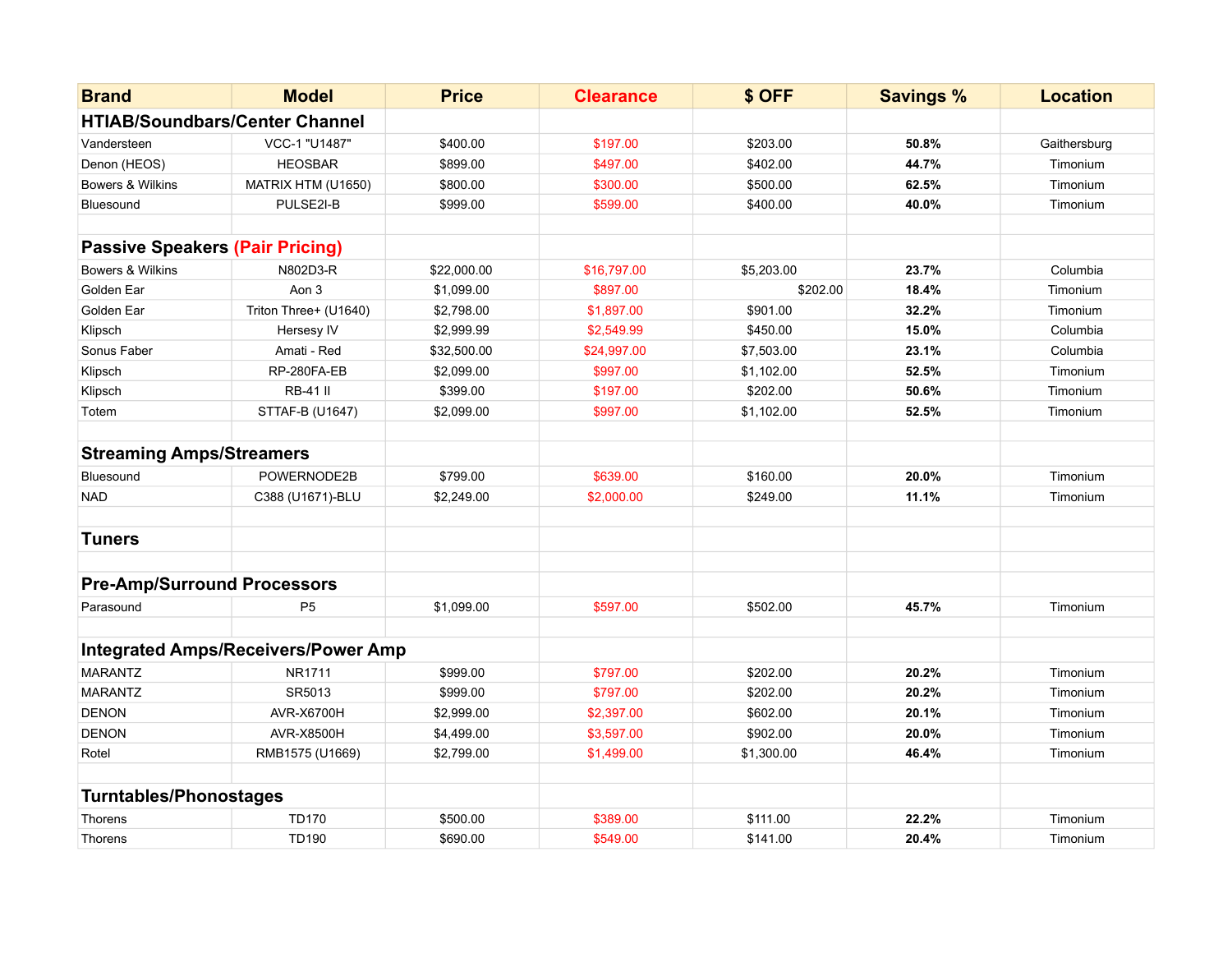| Brand | Model | Price | Clearance | $ OFF | Savings % | Location |
|---|---|---|---|---|---|---|
| **HTIAB/Soundbars/Center Channel** | | | | | | |
| Vandersteen | VCC-1 "U1487" | $400.00 | $197.00 | $203.00 | **50.8%** | Gaithersburg |
| Denon (HEOS) | HEOSBAR | $899.00 | $497.00 | $402.00 | **44.7%** | Timonium |
| Bowers & Wilkins | MATRIX HTM (U1650) | $800.00 | $300.00 | $500.00 | **62.5%** | Timonium |
| Bluesound | PULSE2I-B | $999.00 | $599.00 | $400.00 | **40.0%** | Timonium |
| | | | | | | |
| **Passive Speakers (Pair Pricing)** | | | | | | |
| Bowers & Wilkins | N802D3-R | $22,000.00 | $16,797.00 | $5,203.00 | **23.7%** | Columbia |
| Golden Ear | Aon 3 | $1,099.00 | $897.00 | $202.00 | **18.4%** | Timonium |
| Golden Ear | Triton Three+ (U1640) | $2,798.00 | $1,897.00 | $901.00 | **32.2%** | Timonium |
| Klipsch | Hersesy IV | $2,999.99 | $2,549.99 | $450.00 | **15.0%** | Columbia |
| Sonus Faber | Amati - Red | $32,500.00 | $24,997.00 | $7,503.00 | **23.1%** | Columbia |
| Klipsch | RP-280FA-EB | $2,099.00 | $997.00 | $1,102.00 | **52.5%** | Timonium |
| Klipsch | RB-41 II | $399.00 | $197.00 | $202.00 | **50.6%** | Timonium |
| Totem | STTAF-B (U1647) | $2,099.00 | $997.00 | $1,102.00 | **52.5%** | Timonium |
| | | | | | | |
| **Streaming Amps/Streamers** | | | | | | |
| Bluesound | POWERNODE2B | $799.00 | $639.00 | $160.00 | **20.0%** | Timonium |
| NAD | C388 (U1671)-BLU | $2,249.00 | $2,000.00 | $249.00 | **11.1%** | Timonium |
| | | | | | | |
| **Tuners** | | | | | | |
| | | | | | | |
| **Pre-Amp/Surround Processors** | | | | | | |
| Parasound | P5 | $1,099.00 | $597.00 | $502.00 | **45.7%** | Timonium |
| | | | | | | |
| **Integrated Amps/Receivers/Power Amp** | | | | | | |
| MARANTZ | NR1711 | $999.00 | $797.00 | $202.00 | **20.2%** | Timonium |
| MARANTZ | SR5013 | $999.00 | $797.00 | $202.00 | **20.2%** | Timonium |
| DENON | AVR-X6700H | $2,999.00 | $2,397.00 | $602.00 | **20.1%** | Timonium |
| DENON | AVR-X8500H | $4,499.00 | $3,597.00 | $902.00 | **20.0%** | Timonium |
| Rotel | RMB1575 (U1669) | $2,799.00 | $1,499.00 | $1,300.00 | **46.4%** | Timonium |
| | | | | | | |
| **Turntables/Phonostages** | | | | | | |
| Thorens | TD170 | $500.00 | $389.00 | $111.00 | **22.2%** | Timonium |
| Thorens | TD190 | $690.00 | $549.00 | $141.00 | **20.4%** | Timonium |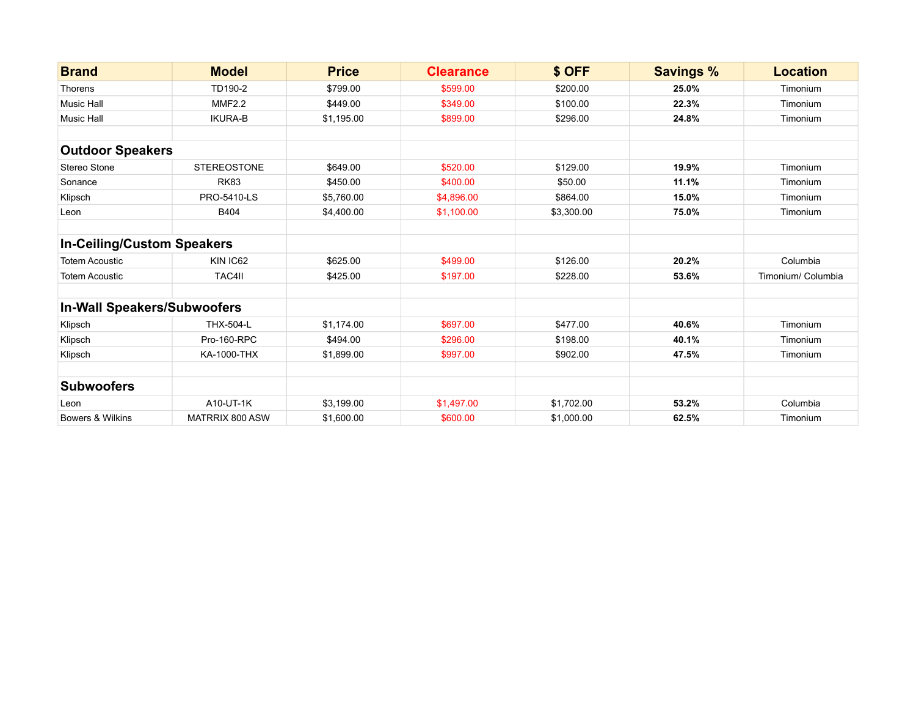| Brand | Model | Price | Clearance | $ OFF | Savings % | Location |
|---|---|---|---|---|---|---|
| Thorens | TD190-2 | $799.00 | $599.00 | $200.00 | **25.0%** | Timonium |
| Music Hall | MMF2.2 | $449.00 | $349.00 | $100.00 | **22.3%** | Timonium |
| Music Hall | IKURA-B | $1,195.00 | $899.00 | $296.00 | **24.8%** | Timonium |
| | | | | | | |
| **Outdoor Speakers** | | | | | | |
| Stereo Stone | STEREOSTONE | $649.00 | $520.00 | $129.00 | **19.9%** | Timonium |
| Sonance | RK83 | $450.00 | $400.00 | $50.00 | **11.1%** | Timonium |
| Klipsch | PRO-5410-LS | $5,760.00 | $4,896.00 | $864.00 | **15.0%** | Timonium |
| Leon | B404 | $4,400.00 | $1,100.00 | $3,300.00 | **75.0%** | Timonium |
| | | | | | | |
| **In-Ceiling/Custom Speakers** | | | | | | |
| Totem Acoustic | KIN IC62 | $625.00 | $499.00 | $126.00 | **20.2%** | Columbia |
| Totem Acoustic | TAC4II | $425.00 | $197.00 | $228.00 | **53.6%** | Timonium/ Columbia |
| | | | | | | |
| **In-Wall Speakers/Subwoofers** | | | | | | |
| Klipsch | THX-504-L | $1,174.00 | $697.00 | $477.00 | **40.6%** | Timonium |
| Klipsch | Pro-160-RPC | $494.00 | $296.00 | $198.00 | **40.1%** | Timonium |
| Klipsch | KA-1000-THX | $1,899.00 | $997.00 | $902.00 | **47.5%** | Timonium |
| | | | | | | |
| **Subwoofers** | | | | | | |
| Leon | A10-UT-1K | $3,199.00 | $1,497.00 | $1,702.00 | **53.2%** | Columbia |
| Bowers & Wilkins | MATRRIX 800 ASW | $1,600.00 | $600.00 | $1,000.00 | **62.5%** | Timonium |